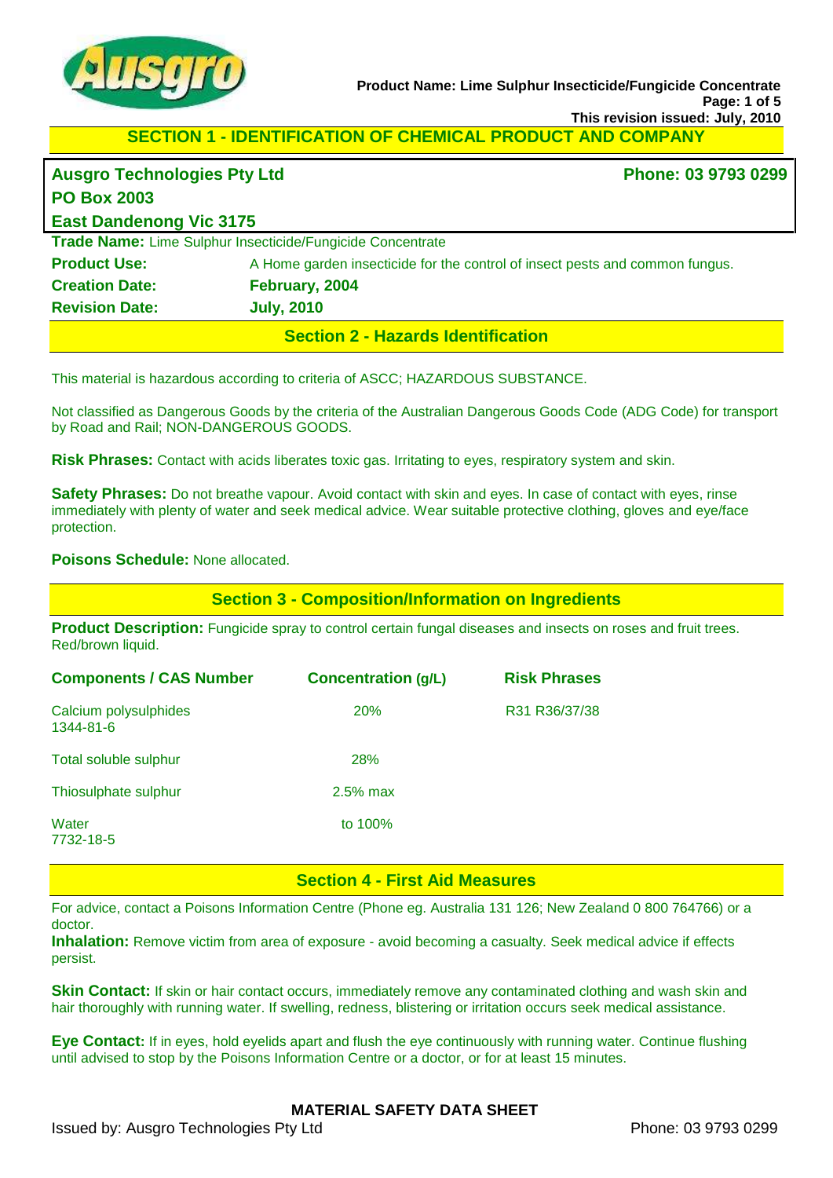Product Name: Lime Sulphur Insecticide/Fungicide Concentrate

This revision issued: July, 2010

## SECTION 1 - IDENTIFICATION OF CHEMICAL PRODUCT AND COMPANY

**Ausgro Technologies Pty Ltd** **Phone: 03 9793 0299**
**PO Box 2003**
**East Dandenong Vic 3175**

**Trade Name:** Lime Sulphur Insecticide/Fungicide Concentrate

**Product Use:** A Home garden insecticide for the control of insect pests and common fungus.

**Creation Date:** **February, 2004**

**Revision Date:** **July, 2010**

## Section 2 - Hazards Identification

This material is hazardous according to criteria of ASCC; HAZARDOUS SUBSTANCE.

Not classified as Dangerous Goods by the criteria of the Australian Dangerous Goods Code (ADG Code) for transport by Road and Rail; NON-DANGEROUS GOODS.

**Risk Phrases:** Contact with acids liberates toxic gas. Irritating to eyes, respiratory system and skin.

**Safety Phrases:** Do not breathe vapour. Avoid contact with skin and eyes. In case of contact with eyes, rinse immediately with plenty of water and seek medical advice. Wear suitable protective clothing, gloves and eye/face protection.

**Poisons Schedule:** None allocated.

## Section 3 - Composition/Information on Ingredients

**Product Description:** Fungicide spray to control certain fungal diseases and insects on roses and fruit trees. Red/brown liquid.

| Components / CAS Number | Concentration (g/L) | Risk Phrases |
|---|---|---|
| Calcium polysulphides 1344-81-6 | 20% | R31 R36/37/38 |
| Total soluble sulphur | 28% | |
| Thiosulphate sulphur | 2.5% max | |
| Water 7732-18-5 | to 100% | |

## Section 4 - First Aid Measures

For advice, contact a Poisons Information Centre (Phone eg. Australia 131 126; New Zealand 0 800 764766) or a doctor.

**Inhalation:** Remove victim from area of exposure - avoid becoming a casualty. Seek medical advice if effects persist.

**Skin Contact:** If skin or hair contact occurs, immediately remove any contaminated clothing and wash skin and hair thoroughly with running water. If swelling, redness, blistering or irritation occurs seek medical assistance.

**Eye Contact:** If in eyes, hold eyelids apart and flush the eye continuously with running water. Continue flushing until advised to stop by the Poisons Information Centre or a doctor, or for at least 15 minutes.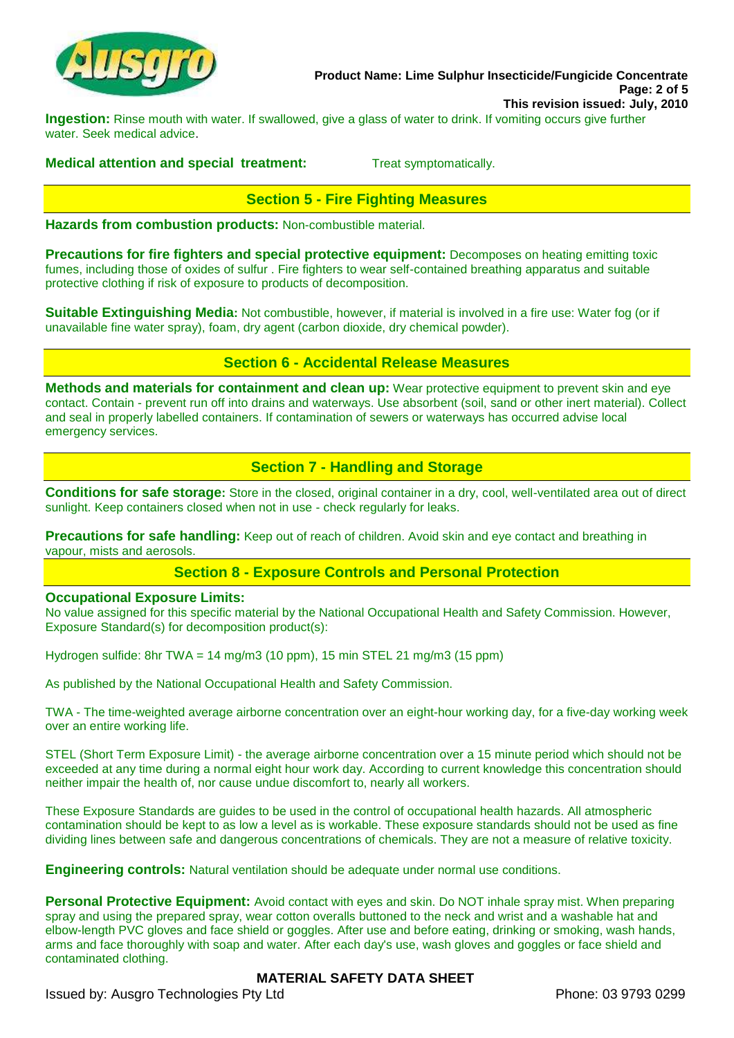**Ingestion:** Rinse mouth with water. If swallowed, give a glass of water to drink. If vomiting occurs give further water. Seek medical advice.

**Medical attention and special treatment:** Treat symptomatically.

## Section 5 - Fire Fighting Measures

**Hazards from combustion products:** Non-combustible material.

**Precautions for fire fighters and special protective equipment:** Decomposes on heating emitting toxic fumes, including those of oxides of sulfur . Fire fighters to wear self-contained breathing apparatus and suitable protective clothing if risk of exposure to products of decomposition.

**Suitable Extinguishing Media:** Not combustible, however, if material is involved in a fire use: Water fog (or if unavailable fine water spray), foam, dry agent (carbon dioxide, dry chemical powder).

## Section 6 - Accidental Release Measures

**Methods and materials for containment and clean up:** Wear protective equipment to prevent skin and eye contact. Contain - prevent run off into drains and waterways. Use absorbent (soil, sand or other inert material). Collect and seal in properly labelled containers. If contamination of sewers or waterways has occurred advise local emergency services.

## Section 7 - Handling and Storage

**Conditions for safe storage:** Store in the closed, original container in a dry, cool, well-ventilated area out of direct sunlight. Keep containers closed when not in use - check regularly for leaks.

**Precautions for safe handling:** Keep out of reach of children. Avoid skin and eye contact and breathing in vapour, mists and aerosols.

## Section 8 - Exposure Controls and Personal Protection

**Occupational Exposure Limits:**
No value assigned for this specific material by the National Occupational Health and Safety Commission. However, Exposure Standard(s) for decomposition product(s):

Hydrogen sulfide: 8hr TWA = 14 mg/m3 (10 ppm), 15 min STEL 21 mg/m3 (15 ppm)

As published by the National Occupational Health and Safety Commission.

TWA - The time-weighted average airborne concentration over an eight-hour working day, for a five-day working week over an entire working life.

STEL (Short Term Exposure Limit) - the average airborne concentration over a 15 minute period which should not be exceeded at any time during a normal eight hour work day. According to current knowledge this concentration should neither impair the health of, nor cause undue discomfort to, nearly all workers.

These Exposure Standards are guides to be used in the control of occupational health hazards. All atmospheric contamination should be kept to as low a level as is workable. These exposure standards should not be used as fine dividing lines between safe and dangerous concentrations of chemicals. They are not a measure of relative toxicity.

**Engineering controls:** Natural ventilation should be adequate under normal use conditions.

**Personal Protective Equipment:** Avoid contact with eyes and skin. Do NOT inhale spray mist. When preparing spray and using the prepared spray, wear cotton overalls buttoned to the neck and wrist and a washable hat and elbow-length PVC gloves and face shield or goggles. After use and before eating, drinking or smoking, wash hands, arms and face thoroughly with soap and water. After each day's use, wash gloves and goggles or face shield and contaminated clothing.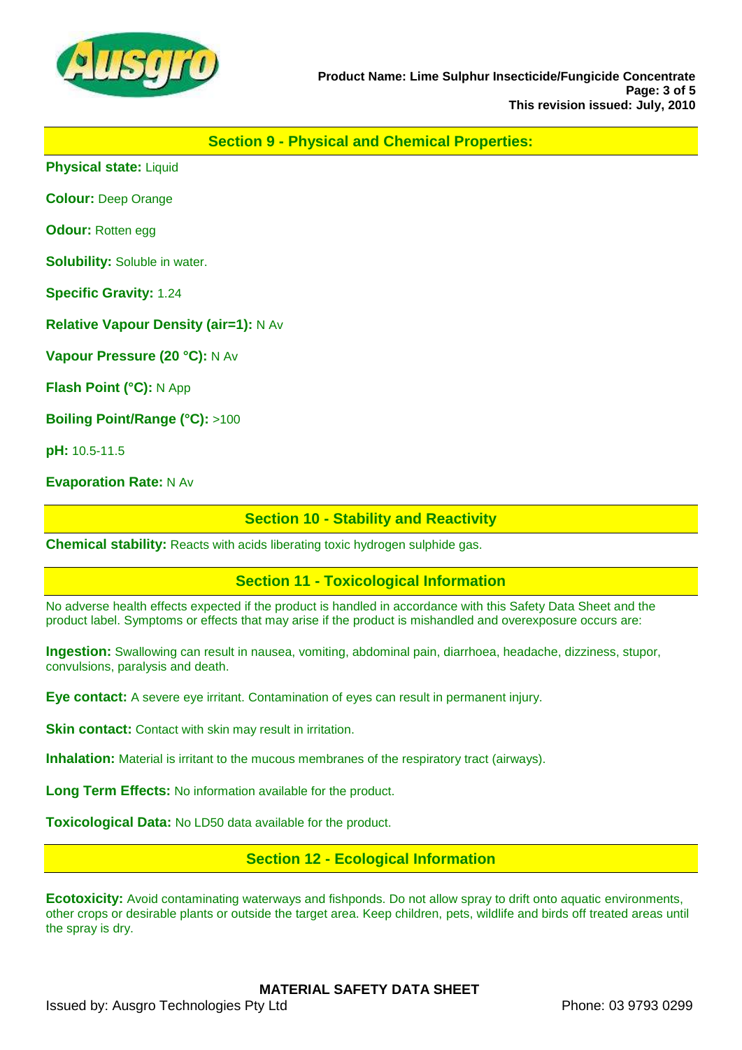## Section 9 - Physical and Chemical Properties:

**Physical state:** Liquid

**Colour:** Deep Orange

**Odour:** Rotten egg

**Solubility:** Soluble in water.

**Specific Gravity:** 1.24

**Relative Vapour Density (air=1):** N Av

**Vapour Pressure (20 °C):** N Av

**Flash Point (°C):** N App

**Boiling Point/Range (°C):** >100

**pH:** 10.5-11.5

**Evaporation Rate:** N Av

## Section 10 - Stability and Reactivity

**Chemical stability:** Reacts with acids liberating toxic hydrogen sulphide gas.

## Section 11 - Toxicological Information

No adverse health effects expected if the product is handled in accordance with this Safety Data Sheet and the product label. Symptoms or effects that may arise if the product is mishandled and overexposure occurs are:

**Ingestion:** Swallowing can result in nausea, vomiting, abdominal pain, diarrhoea, headache, dizziness, stupor, convulsions, paralysis and death.

**Eye contact:** A severe eye irritant. Contamination of eyes can result in permanent injury.

**Skin contact:** Contact with skin may result in irritation.

**Inhalation:** Material is irritant to the mucous membranes of the respiratory tract (airways).

**Long Term Effects:** No information available for the product.

**Toxicological Data:** No LD50 data available for the product.

## Section 12 - Ecological Information

**Ecotoxicity:** Avoid contaminating waterways and fishponds. Do not allow spray to drift onto aquatic environments, other crops or desirable plants or outside the target area. Keep children, pets, wildlife and birds off treated areas until the spray is dry.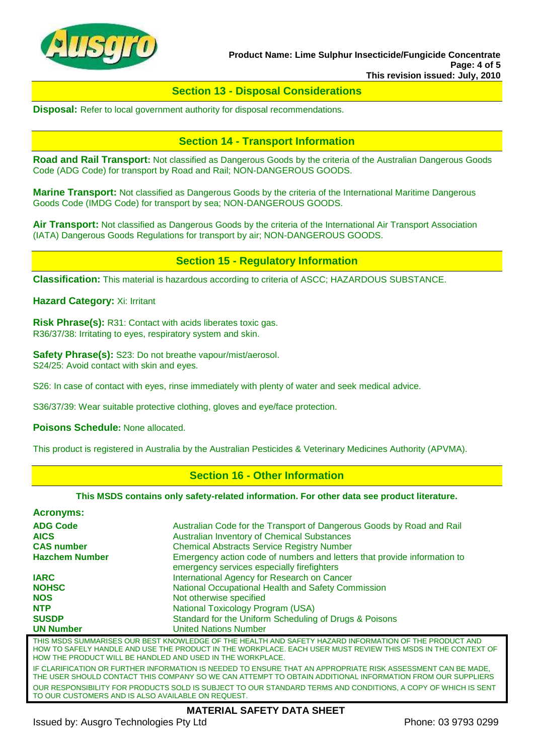## Section 13 - Disposal Considerations

**Disposal:** Refer to local government authority for disposal recommendations.

## Section 14 - Transport Information

**Road and Rail Transport:** Not classified as Dangerous Goods by the criteria of the Australian Dangerous Goods Code (ADG Code) for transport by Road and Rail; NON-DANGEROUS GOODS.

**Marine Transport:** Not classified as Dangerous Goods by the criteria of the International Maritime Dangerous Goods Code (IMDG Code) for transport by sea; NON-DANGEROUS GOODS.

**Air Transport:** Not classified as Dangerous Goods by the criteria of the International Air Transport Association (IATA) Dangerous Goods Regulations for transport by air; NON-DANGEROUS GOODS.

## Section 15 - Regulatory Information

**Classification:** This material is hazardous according to criteria of ASCC; HAZARDOUS SUBSTANCE.

**Hazard Category:** Xi: Irritant

**Risk Phrase(s):** R31: Contact with acids liberates toxic gas.
R36/37/38: Irritating to eyes, respiratory system and skin.

**Safety Phrase(s):** S23: Do not breathe vapour/mist/aerosol.
S24/25: Avoid contact with skin and eyes.

S26: In case of contact with eyes, rinse immediately with plenty of water and seek medical advice.

S36/37/39: Wear suitable protective clothing, gloves and eye/face protection.

**Poisons Schedule:** None allocated.

This product is registered in Australia by the Australian Pesticides & Veterinary Medicines Authority (APVMA).

## Section 16 - Other Information

**This MSDS contains only safety-related information. For other data see product literature.**

**Acronyms:**

| | |
|---|---|
| **ADG Code** | Australian Code for the Transport of Dangerous Goods by Road and Rail |
| **AICS** | Australian Inventory of Chemical Substances |
| **CAS number** | Chemical Abstracts Service Registry Number |
| **Hazchem Number** | Emergency action code of numbers and letters that provide information to emergency services especially firefighters |
| **IARC** | International Agency for Research on Cancer |
| **NOHSC** | National Occupational Health and Safety Commission |
| **NOS** | Not otherwise specified |
| **NTP** | National Toxicology Program (USA) |
| **SUSDP** | Standard for the Uniform Scheduling of Drugs & Poisons |
| **UN Number** | United Nations Number |

THIS MSDS SUMMARISES OUR BEST KNOWLEDGE OF THE HEALTH AND SAFETY HAZARD INFORMATION OF THE PRODUCT AND HOW TO SAFELY HANDLE AND USE THE PRODUCT IN THE WORKPLACE. EACH USER MUST REVIEW THIS MSDS IN THE CONTEXT OF HOW THE PRODUCT WILL BE HANDLED AND USED IN THE WORKPLACE.

IF CLARIFICATION OR FURTHER INFORMATION IS NEEDED TO ENSURE THAT AN APPROPRIATE RISK ASSESSMENT CAN BE MADE, THE USER SHOULD CONTACT THIS COMPANY SO WE CAN ATTEMPT TO OBTAIN ADDITIONAL INFORMATION FROM OUR SUPPLIERS

OUR RESPONSIBILITY FOR PRODUCTS SOLD IS SUBJECT TO OUR STANDARD TERMS AND CONDITIONS, A COPY OF WHICH IS SENT TO OUR CUSTOMERS AND IS ALSO AVAILABLE ON REQUEST.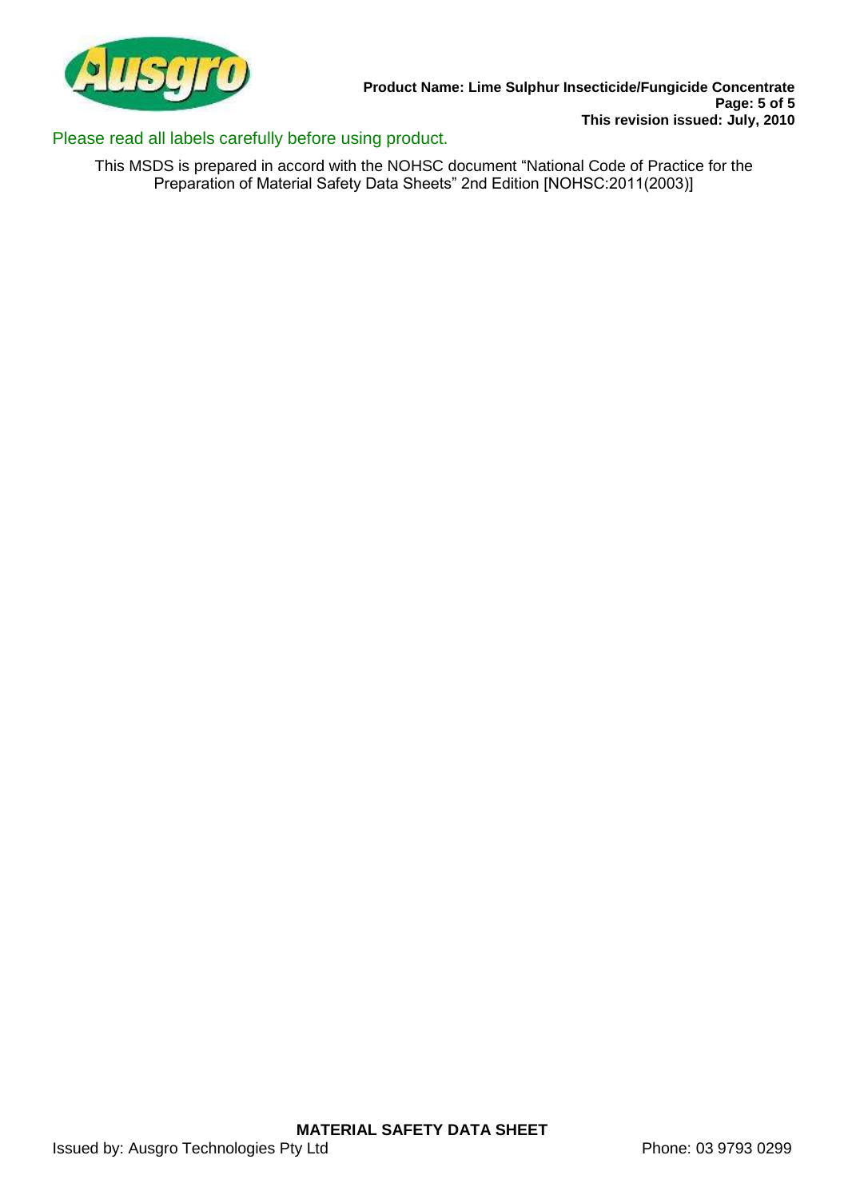Please read all labels carefully before using product.

This MSDS is prepared in accord with the NOHSC document "National Code of Practice for the Preparation of Material Safety Data Sheets" 2nd Edition [NOHSC:2011(2003)]